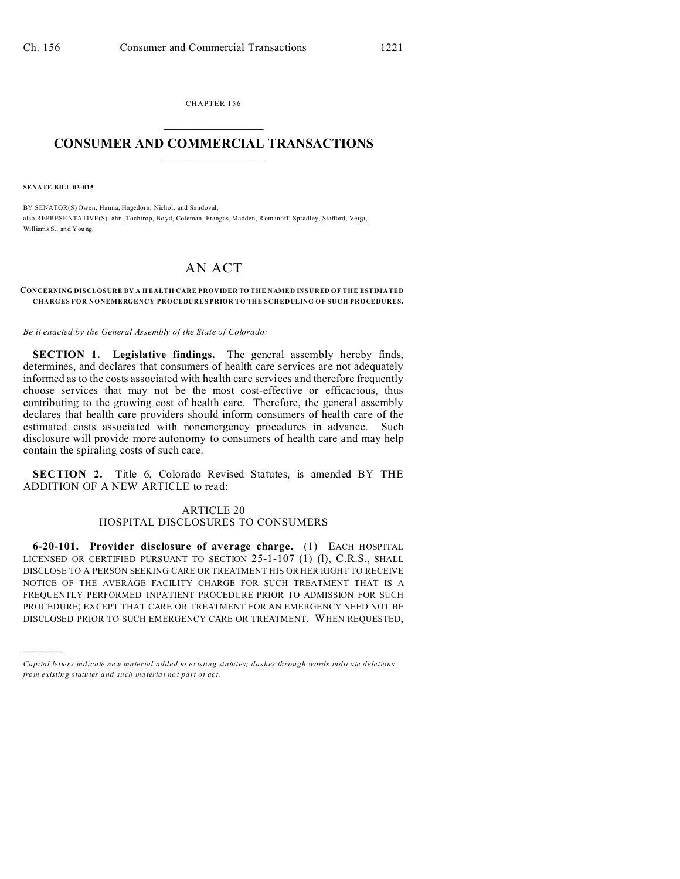CHAPTER 156

# CONSUMER AND COMMERCIAL TRANSACTIONS

**SENATE BILL 03-015**

BY SENATOR(S) Owen, Hanna, Hagedorn, Nichol, and Sandoval;
also REPRESENTATIVE(S) Jahn, Tochtrop, Boyd, Coleman, Frangas, Madden, Romanoff, Spradley, Stafford, Veiga, Williams S., and Young.

## AN ACT

**CONCERNING DISCLOSURE BY A HEALTH CARE PROVIDER TO THE NAMED INSURED OF THE ESTIMATED CHARGES FOR NONEMERGENCY PROCEDURES PRIOR TO THE SCHEDULING OF SUCH PROCEDURES.**

*Be it enacted by the General Assembly of the State of Colorado:*

**SECTION 1. Legislative findings.** The general assembly hereby finds, determines, and declares that consumers of health care services are not adequately informed as to the costs associated with health care services and therefore frequently choose services that may not be the most cost-effective or efficacious, thus contributing to the growing cost of health care. Therefore, the general assembly declares that health care providers should inform consumers of health care of the estimated costs associated with nonemergency procedures in advance. Such disclosure will provide more autonomy to consumers of health care and may help contain the spiraling costs of such care.

**SECTION 2.** Title 6, Colorado Revised Statutes, is amended BY THE ADDITION OF A NEW ARTICLE to read:

ARTICLE 20
HOSPITAL DISCLOSURES TO CONSUMERS

**6-20-101. Provider disclosure of average charge.** (1) EACH HOSPITAL LICENSED OR CERTIFIED PURSUANT TO SECTION 25-1-107 (1) (l), C.R.S., SHALL DISCLOSE TO A PERSON SEEKING CARE OR TREATMENT HIS OR HER RIGHT TO RECEIVE NOTICE OF THE AVERAGE FACILITY CHARGE FOR SUCH TREATMENT THAT IS A FREQUENTLY PERFORMED INPATIENT PROCEDURE PRIOR TO ADMISSION FOR SUCH PROCEDURE; EXCEPT THAT CARE OR TREATMENT FOR AN EMERGENCY NEED NOT BE DISCLOSED PRIOR TO SUCH EMERGENCY CARE OR TREATMENT. WHEN REQUESTED,

---

*Capital letters indicate new material added to existing statutes; dashes through words indicate deletions from existing statutes and such material not part of act.*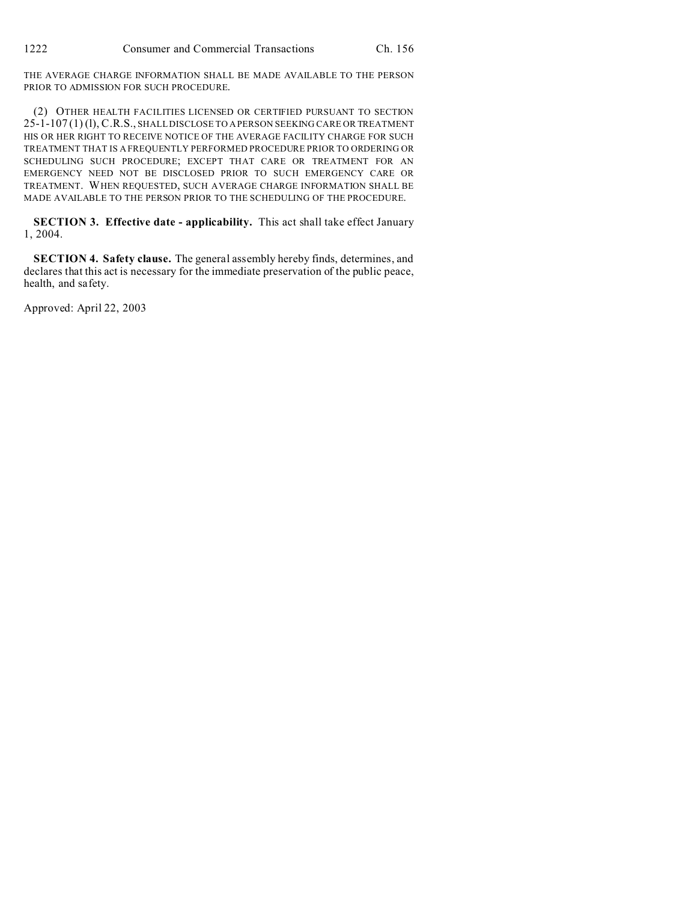THE AVERAGE CHARGE INFORMATION SHALL BE MADE AVAILABLE TO THE PERSON PRIOR TO ADMISSION FOR SUCH PROCEDURE.

(2) OTHER HEALTH FACILITIES LICENSED OR CERTIFIED PURSUANT TO SECTION 25-1-107 (1) (l), C.R.S., SHALL DISCLOSE TO A PERSON SEEKING CARE OR TREATMENT HIS OR HER RIGHT TO RECEIVE NOTICE OF THE AVERAGE FACILITY CHARGE FOR SUCH TREATMENT THAT IS A FREQUENTLY PERFORMED PROCEDURE PRIOR TO ORDERING OR SCHEDULING SUCH PROCEDURE; EXCEPT THAT CARE OR TREATMENT FOR AN EMERGENCY NEED NOT BE DISCLOSED PRIOR TO SUCH EMERGENCY CARE OR TREATMENT. WHEN REQUESTED, SUCH AVERAGE CHARGE INFORMATION SHALL BE MADE AVAILABLE TO THE PERSON PRIOR TO THE SCHEDULING OF THE PROCEDURE.

**SECTION 3. Effective date - applicability.** This act shall take effect January 1, 2004.

**SECTION 4. Safety clause.** The general assembly hereby finds, determines, and declares that this act is necessary for the immediate preservation of the public peace, health, and safety.

Approved: April 22, 2003